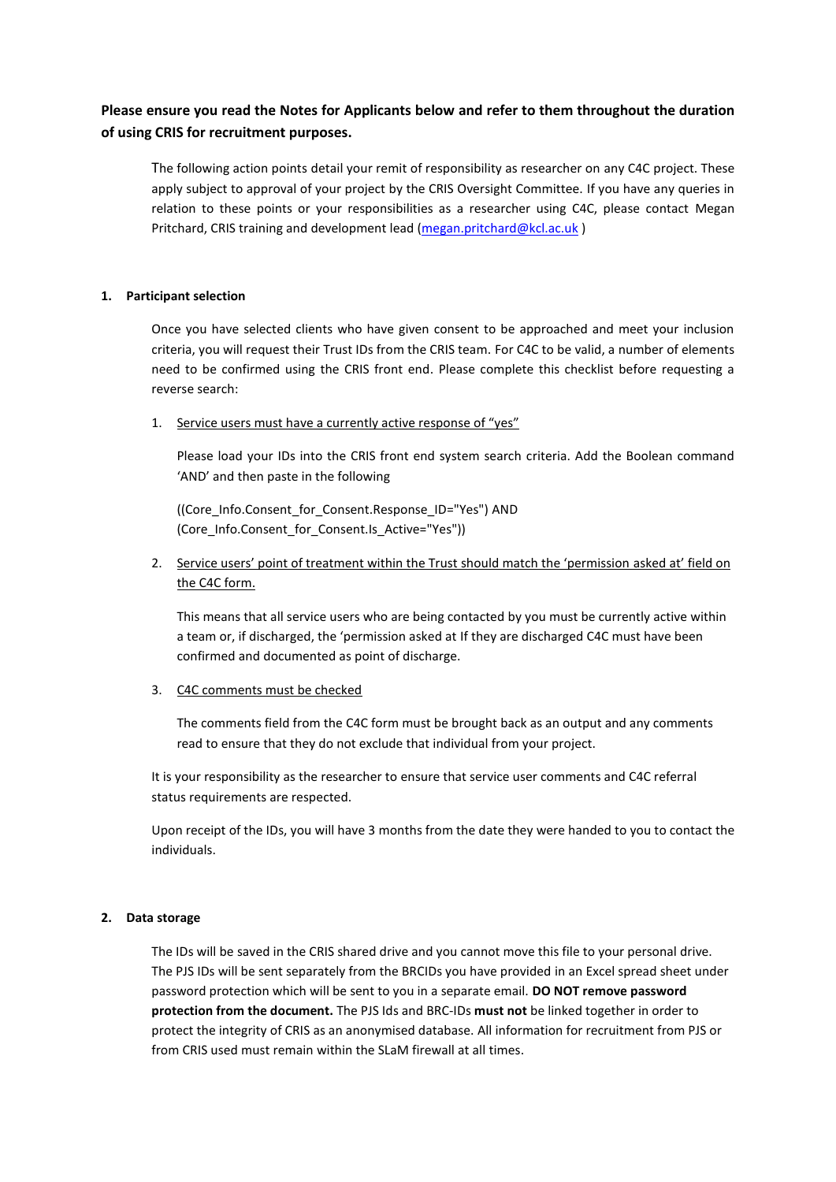**Please ensure you read the Notes for Applicants below and refer to them throughout the duration of using CRIS for recruitment purposes.**

The following action points detail your remit of responsibility as researcher on any C4C project. These apply subject to approval of your project by the CRIS Oversight Committee. If you have any queries in relation to these points or your responsibilities as a researcher using C4C, please contact Megan Pritchard, CRIS training and development lead (megan.pritchard@kcl.ac.uk )

## 1. Participant selection

Once you have selected clients who have given consent to be approached and meet your inclusion criteria, you will request their Trust IDs from the CRIS team. For C4C to be valid, a number of elements need to be confirmed using the CRIS front end. Please complete this checklist before requesting a reverse search:

1. Service users must have a currently active response of "yes"

   Please load your IDs into the CRIS front end system search criteria. Add the Boolean command 'AND' and then paste in the following

   ((Core_Info.Consent_for_Consent.Response_ID="Yes") AND (Core_Info.Consent_for_Consent.Is_Active="Yes"))

2. Service users' point of treatment within the Trust should match the 'permission asked at' field on the C4C form.

   This means that all service users who are being contacted by you must be currently active within a team or, if discharged, the 'permission asked at If they are discharged C4C must have been confirmed and documented as point of discharge.

3. C4C comments must be checked

   The comments field from the C4C form must be brought back as an output and any comments read to ensure that they do not exclude that individual from your project.

It is your responsibility as the researcher to ensure that service user comments and C4C referral status requirements are respected.

Upon receipt of the IDs, you will have 3 months from the date they were handed to you to contact the individuals.

## 2. Data storage

The IDs will be saved in the CRIS shared drive and you cannot move this file to your personal drive. The PJS IDs will be sent separately from the BRCIDs you have provided in an Excel spread sheet under password protection which will be sent to you in a separate email. **DO NOT remove password protection from the document.** The PJS Ids and BRC-IDs **must not** be linked together in order to protect the integrity of CRIS as an anonymised database. All information for recruitment from PJS or from CRIS used must remain within the SLaM firewall at all times.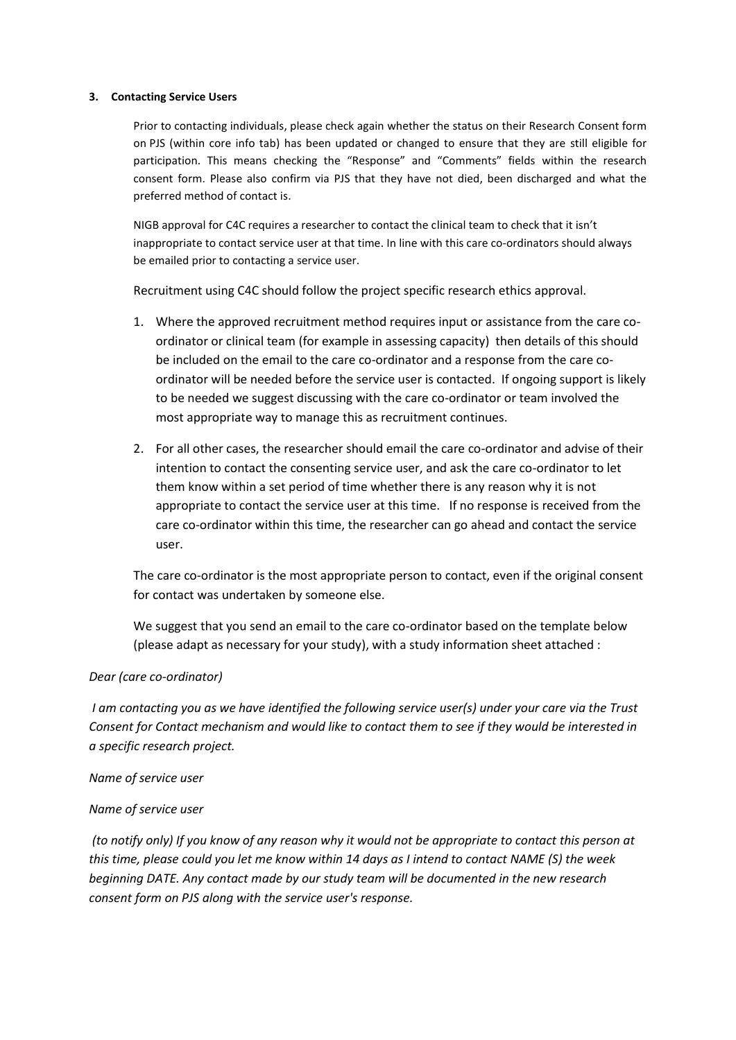**3. Contacting Service Users**

Prior to contacting individuals, please check again whether the status on their Research Consent form on PJS (within core info tab) has been updated or changed to ensure that they are still eligible for participation. This means checking the "Response" and "Comments" fields within the research consent form. Please also confirm via PJS that they have not died, been discharged and what the preferred method of contact is.

NIGB approval for C4C requires a researcher to contact the clinical team to check that it isn't inappropriate to contact service user at that time. In line with this care co-ordinators should always be emailed prior to contacting a service user.

Recruitment using C4C should follow the project specific research ethics approval.

1. Where the approved recruitment method requires input or assistance from the care co-ordinator or clinical team (for example in assessing capacity) then details of this should be included on the email to the care co-ordinator and a response from the care co-ordinator will be needed before the service user is contacted. If ongoing support is likely to be needed we suggest discussing with the care co-ordinator or team involved the most appropriate way to manage this as recruitment continues.
2. For all other cases, the researcher should email the care co-ordinator and advise of their intention to contact the consenting service user, and ask the care co-ordinator to let them know within a set period of time whether there is any reason why it is not appropriate to contact the service user at this time. If no response is received from the care co-ordinator within this time, the researcher can go ahead and contact the service user.

The care co-ordinator is the most appropriate person to contact, even if the original consent for contact was undertaken by someone else.

We suggest that you send an email to the care co-ordinator based on the template below (please adapt as necessary for your study), with a study information sheet attached :

*Dear (care co-ordinator)*

*I am contacting you as we have identified the following service user(s) under your care via the Trust Consent for Contact mechanism and would like to contact them to see if they would be interested in a specific research project.*

*Name of service user*

*Name of service user*

*(to notify only) If you know of any reason why it would not be appropriate to contact this person at this time, please could you let me know within 14 days as I intend to contact NAME (S) the week beginning DATE. Any contact made by our study team will be documented in the new research consent form on PJS along with the service user's response.*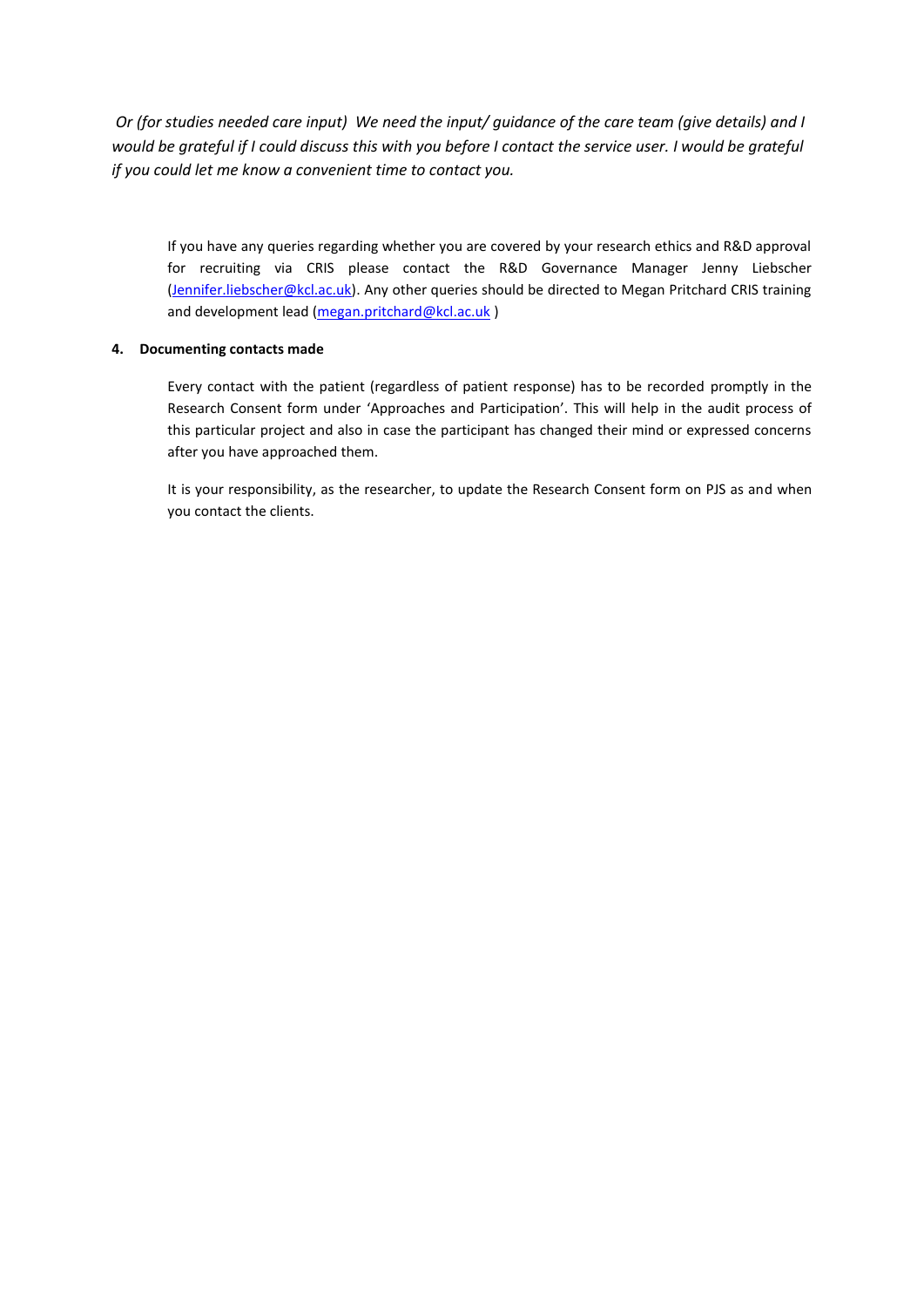*Or (for studies needed care input) We need the input/ guidance of the care team (give details) and I would be grateful if I could discuss this with you before I contact the service user. I would be grateful if you could let me know a convenient time to contact you.*

If you have any queries regarding whether you are covered by your research ethics and R&D approval for recruiting via CRIS please contact the R&D Governance Manager Jenny Liebscher (Jennifer.liebscher@kcl.ac.uk). Any other queries should be directed to Megan Pritchard CRIS training and development lead (megan.pritchard@kcl.ac.uk )

**4. Documenting contacts made**

Every contact with the patient (regardless of patient response) has to be recorded promptly in the Research Consent form under 'Approaches and Participation'. This will help in the audit process of this particular project and also in case the participant has changed their mind or expressed concerns after you have approached them.

It is your responsibility, as the researcher, to update the Research Consent form on PJS as and when you contact the clients.